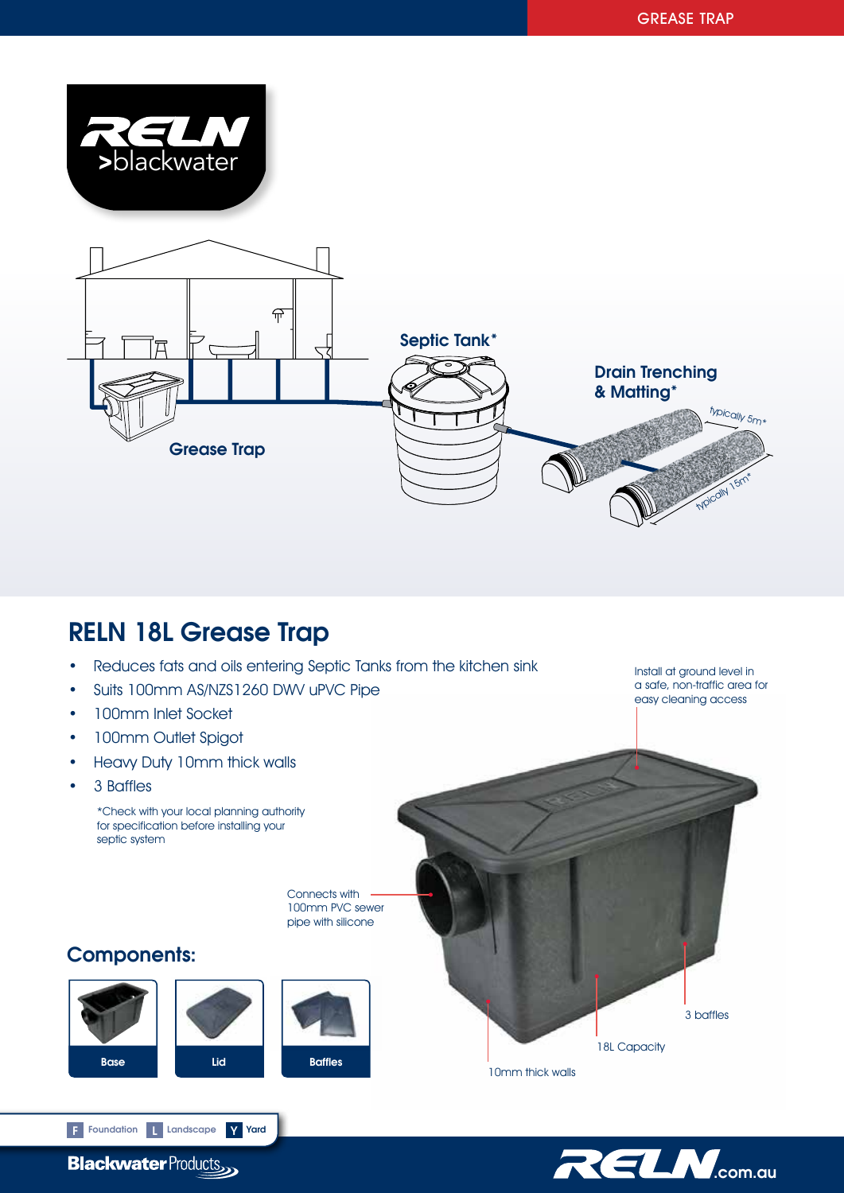GREASE TRAP

RELN >blackwater

Septic Tank*

Drain Trenching & Matting*

typically 5m*

typically 15m*

Grease Trap

## RELN 18L Grease Trap

- Reduces fats and oils entering Septic Tanks from the kitchen sink
- Suits 100mm AS/NZS1260 DWV uPVC Pipe
- 100mm Inlet Socket
- 100mm Outlet Spigot
- Heavy Duty 10mm thick walls
- 3 Baffles

*Check with your local planning authority for specification before installing your septic system

Install at ground level in a safe, non-traffic area for easy cleaning access

Connects with 100mm PVC sewer pipe with silicone

3 baffles

18L Capacity

10mm thick walls

### Components:

Base

Lid

Baffles

F Foundation L Landscape Y Yard

Blackwater Products

RELN.com.au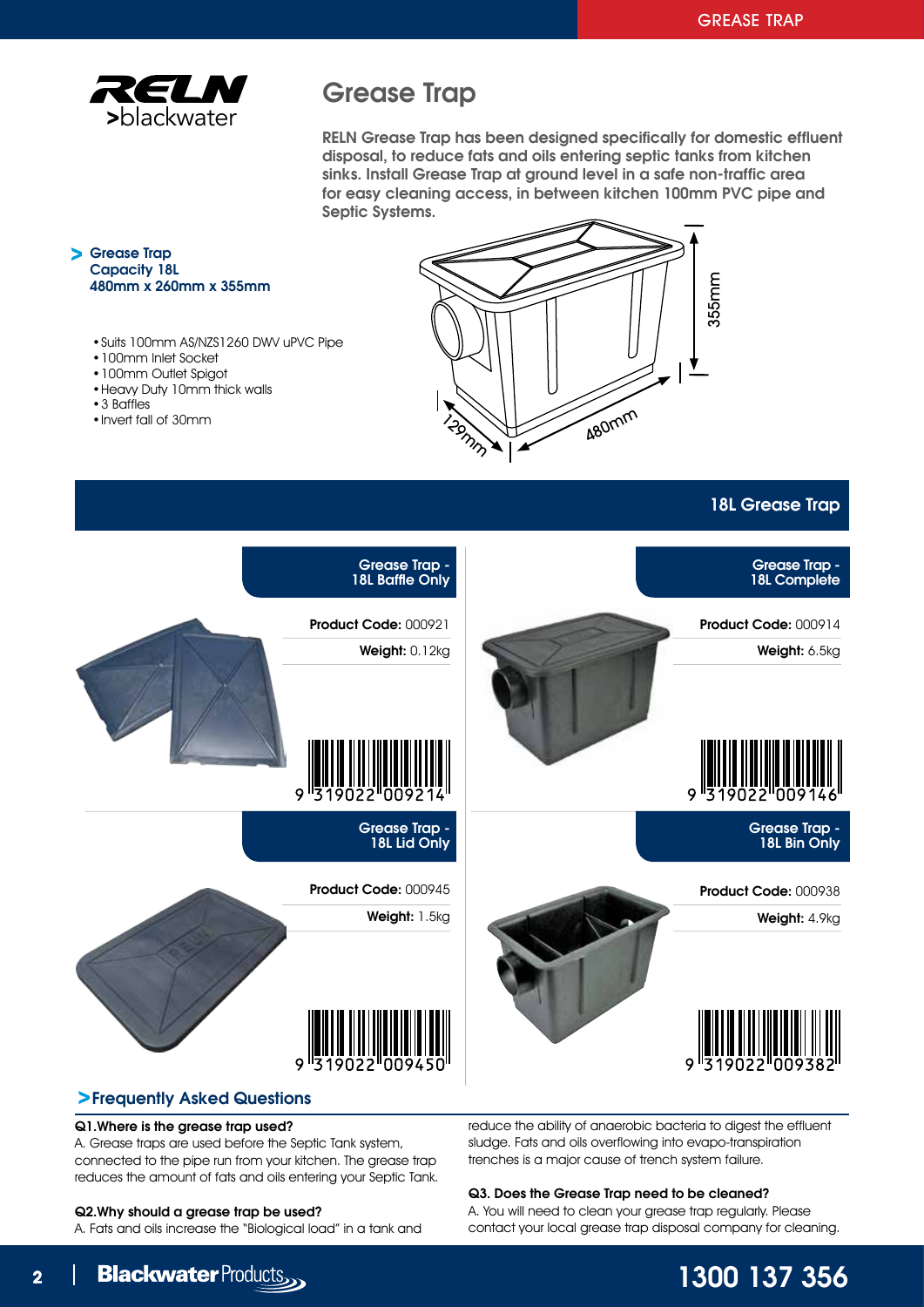# Grease Trap

RELN Grease Trap has been designed specifically for domestic effluent disposal, to reduce fats and oils entering septic tanks from kitchen sinks. Install Grease Trap at ground level in a safe non-traffic area for easy cleaning access, in between kitchen 100mm PVC pipe and Septic Systems.

**> Grease Trap**
**Capacity 18L**
**480mm x 260mm x 355mm**

- Suits 100mm AS/NZS1260 DWV uPVC Pipe
- 100mm Inlet Socket
- 100mm Outlet Spigot
- Heavy Duty 10mm thick walls
- 3 Baffles
- Invert fall of 30mm

355mm
129mm
480mm

## 18L Grease Trap

### Grease Trap - 18L Baffle Only

**Product Code:** 000921

**Weight:** 0.12kg

9 319022 009214

### Grease Trap - 18L Complete

**Product Code:** 000914

**Weight:** 6.5kg

9 319022 009146

### Grease Trap - 18L Lid Only

**Product Code:** 000945

**Weight:** 1.5kg

9 319022 009450

### Grease Trap - 18L Bin Only

**Product Code:** 000938

**Weight:** 4.9kg

9 319022 009382

## >Frequently Asked Questions

**Q1.Where is the grease trap used?**
A. Grease traps are used before the Septic Tank system, connected to the pipe run from your kitchen. The grease trap reduces the amount of fats and oils entering your Septic Tank.

**Q2.Why should a grease trap be used?**
A. Fats and oils increase the "Biological load" in a tank and reduce the ability of anaerobic bacteria to digest the effluent sludge. Fats and oils overflowing into evapo-transpiration trenches is a major cause of trench system failure.

**Q3. Does the Grease Trap need to be cleaned?**
A. You will need to clean your grease trap regularly. Please contact your local grease trap disposal company for cleaning.

1300 137 356